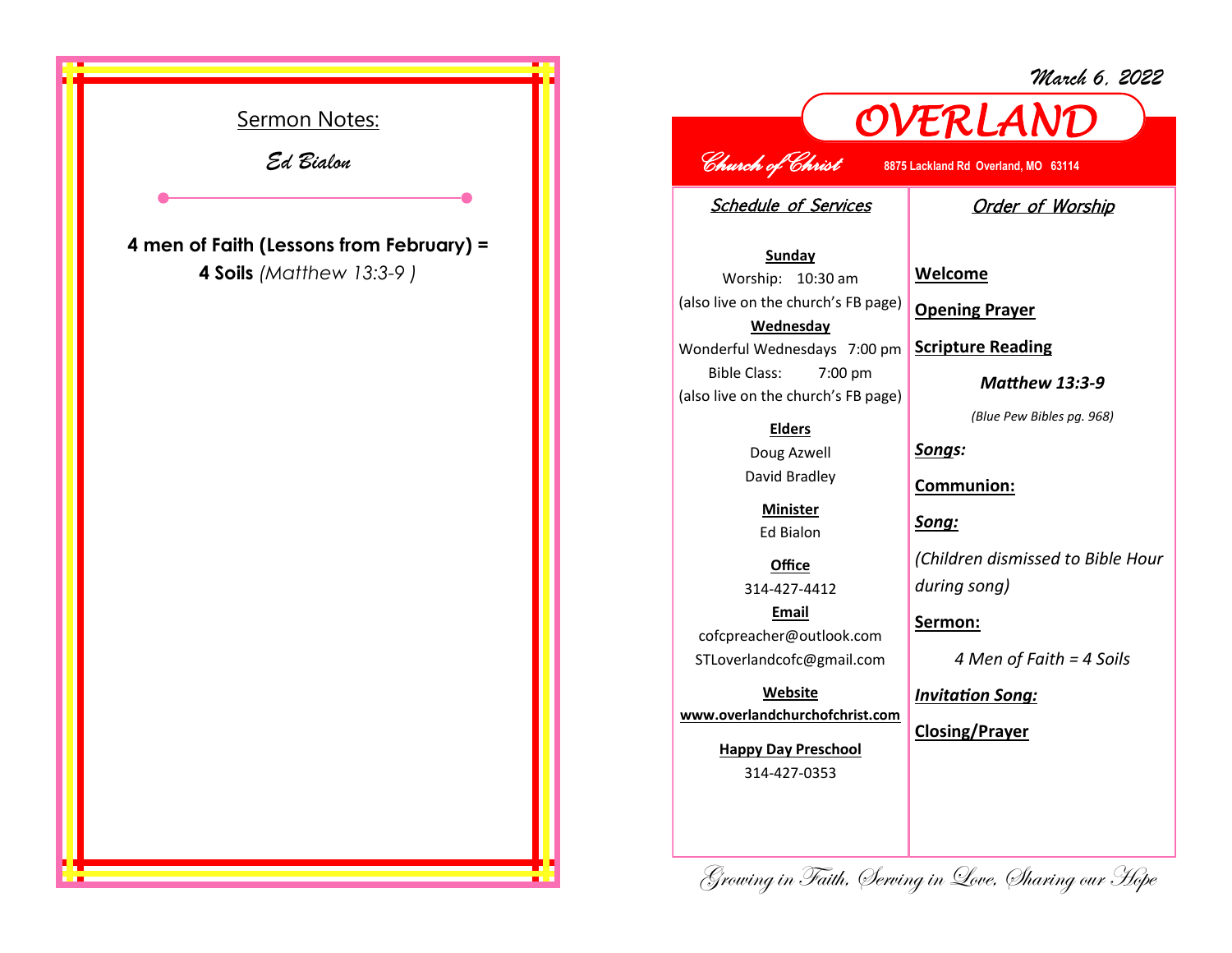## Sermon Notes:

*Ed Bialon*

**4 men of Faith (Lessons from February) =**
**4 Soils** *(Matthew 13:3-9 )*

*March 6, 2022*

# OVERLAND

*Church of Christ* **8875 Lackland Rd Overland, MO 63114**

## *Schedule of Services*

**Sunday**
Worship: 10:30 am
(also live on the church's FB page)

**Wednesday**
Wonderful Wednesdays 7:00 pm
Bible Class: 7:00 pm
(also live on the church's FB page)

**Elders**
Doug Azwell
David Bradley

**Minister**
Ed Bialon

**Office**
314-427-4412

**Email**
cofcpreacher@outlook.com
STLoverlandcofc@gmail.com

**Website**
**www.overlandchurchofchrist.com**

**Happy Day Preschool**
314-427-0353

## *Order of Worship*

**Welcome**

**Opening Prayer**

**Scripture Reading**

***Matthew 13:3-9***

*(Blue Pew Bibles pg. 968)*

***Songs:***

**Communion:**

***Song:***

*(Children dismissed to Bible Hour during song)*

**Sermon:**

*4 Men of Faith = 4 Soils*

***Invitation Song:***

**Closing/Prayer**

*Growing in Faith, Serving in Love, Sharing our Hope*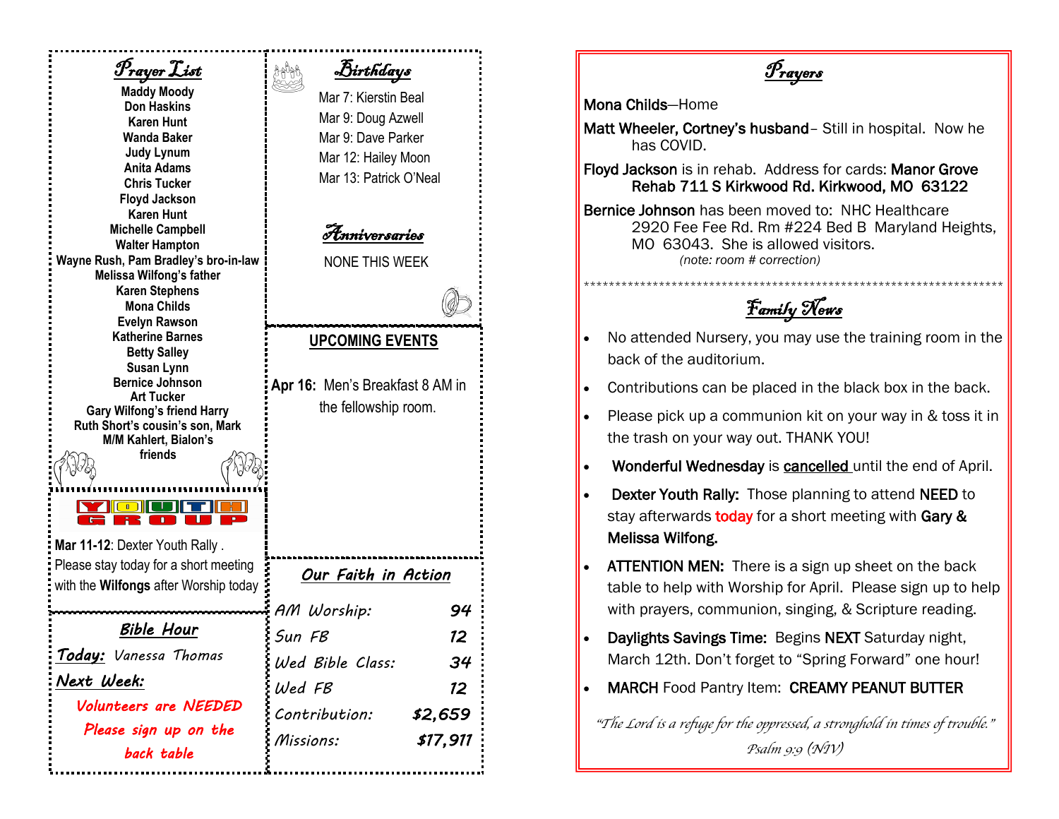## Prayer List

**Maddy Moody**
**Don Haskins**
**Karen Hunt**
**Wanda Baker**
**Judy Lynum**
**Anita Adams**
**Chris Tucker**
**Floyd Jackson**
**Karen Hunt**
**Michelle Campbell**
**Walter Hampton**
**Wayne Rush, Pam Bradley's bro-in-law**
**Melissa Wilfong's father**
**Karen Stephens**
**Mona Childs**
**Evelyn Rawson**
**Katherine Barnes**
**Betty Salley**
**Susan Lynn**
**Bernice Johnson**
**Art Tucker**
**Gary Wilfong's friend Harry**
**Ruth Short's cousin's son, Mark**
**M/M Kahlert, Bialon's friends**

## YOUTH GROUP

**Mar 11-12**: Dexter Youth Rally . Please stay today for a short meeting with the **Wilfongs** after Worship today

## Bible Hour

**Today:** Vanessa Thomas

**Next Week:**

*Volunteers are NEEDED Please sign up on the back table*

## Birthdays

Mar 7: Kierstin Beal
Mar 9: Doug Azwell
Mar 9: Dave Parker
Mar 12: Hailey Moon
Mar 13: Patrick O'Neal

## Anniversaries

NONE THIS WEEK

## UPCOMING EVENTS

**Apr 16:** Men's Breakfast 8 AM in the fellowship room.

## Our Faith in Action

| | |
|---|---|
| AM Worship: | 94 |
| Sun FB | 12 |
| Wed Bible Class: | 34 |
| Wed FB | 12 |
| Contribution: | $2,659 |
| Missions: | $17,911 |

## Prayers

Mona Childs—Home

Matt Wheeler, Cortney's husband– Still in hospital. Now he has COVID.

Floyd Jackson is in rehab. Address for cards: Manor Grove Rehab 711 S Kirkwood Rd. Kirkwood, MO 63122

Bernice Johnson has been moved to: NHC Healthcare 2920 Fee Fee Rd. Rm #224 Bed B Maryland Heights, MO 63043. She is allowed visitors. *(note: room # correction)*

*******************************************************************

## Family News

- No attended Nursery, you may use the training room in the back of the auditorium.
- Contributions can be placed in the black box in the back.
- Please pick up a communion kit on your way in & toss it in the trash on your way out. THANK YOU!
- Wonderful Wednesday is cancelled until the end of April.
- Dexter Youth Rally: Those planning to attend NEED to stay afterwards today for a short meeting with Gary & Melissa Wilfong.
- ATTENTION MEN: There is a sign up sheet on the back table to help with Worship for April. Please sign up to help with prayers, communion, singing, & Scripture reading.
- Daylights Savings Time: Begins NEXT Saturday night, March 12th. Don't forget to "Spring Forward" one hour!
- MARCH Food Pantry Item: CREAMY PEANUT BUTTER

*"The Lord is a refuge for the oppressed, a stronghold in times of trouble."*
*Psalm 9:9 (NIV)*